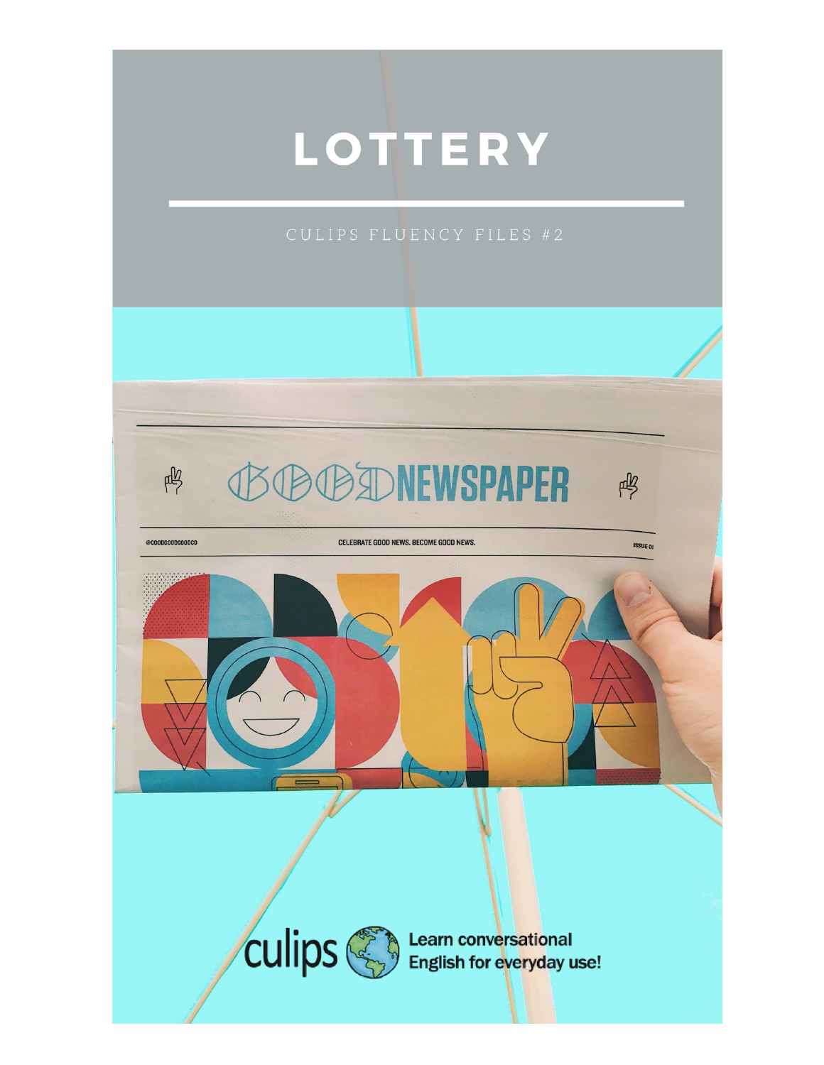# LOTTERY

CULIPS FLUENCY FILES #2

culips Learn conversational English for everyday use!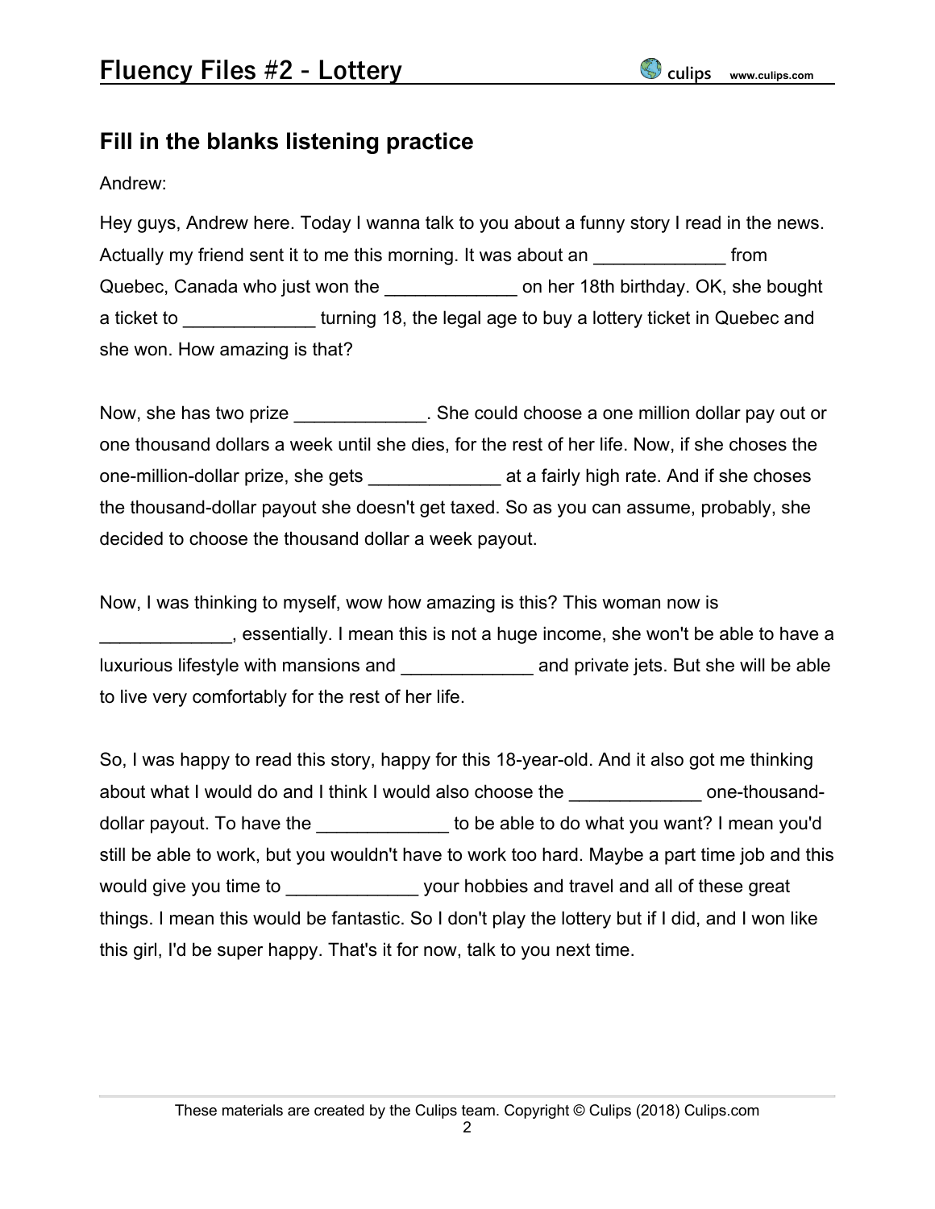# Fluency Files #2 - Lottery

## Fill in the blanks listening practice

Andrew:

Hey guys, Andrew here. Today I wanna talk to you about a funny story I read in the news. Actually my friend sent it to me this morning. It was about an _____________ from Quebec, Canada who just won the _____________ on her 18th birthday. OK, she bought a ticket to _____________ turning 18, the legal age to buy a lottery ticket in Quebec and she won. How amazing is that?

Now, she has two prize _____________. She could choose a one million dollar pay out or one thousand dollars a week until she dies, for the rest of her life. Now, if she choses the one-million-dollar prize, she gets _____________ at a fairly high rate. And if she choses the thousand-dollar payout she doesn't get taxed. So as you can assume, probably, she decided to choose the thousand dollar a week payout.

Now, I was thinking to myself, wow how amazing is this? This woman now is _____________, essentially. I mean this is not a huge income, she won't be able to have a luxurious lifestyle with mansions and _____________ and private jets. But she will be able to live very comfortably for the rest of her life.

So, I was happy to read this story, happy for this 18-year-old. And it also got me thinking about what I would do and I think I would also choose the _____________ one-thousand-dollar payout. To have the _____________ to be able to do what you want? I mean you'd still be able to work, but you wouldn't have to work too hard. Maybe a part time job and this would give you time to _____________ your hobbies and travel and all of these great things. I mean this would be fantastic. So I don't play the lottery but if I did, and I won like this girl, I'd be super happy. That's it for now, talk to you next time.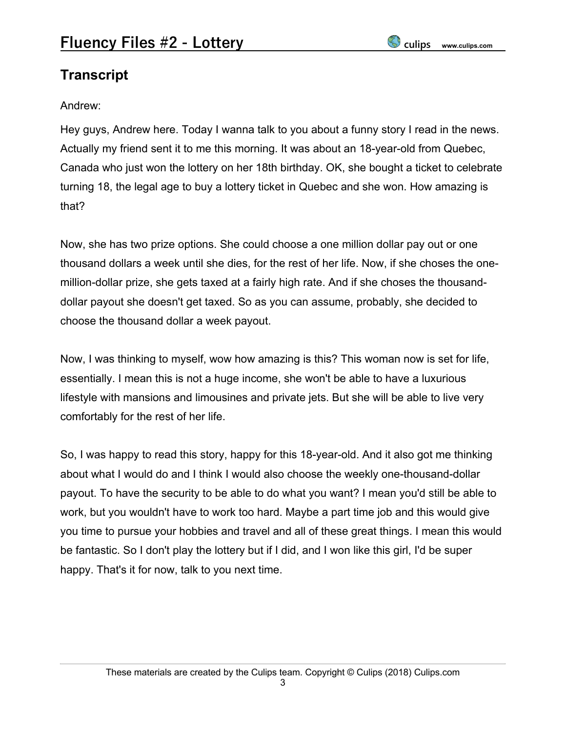## Transcript

Andrew:

Hey guys, Andrew here. Today I wanna talk to you about a funny story I read in the news. Actually my friend sent it to me this morning. It was about an 18-year-old from Quebec, Canada who just won the lottery on her 18th birthday. OK, she bought a ticket to celebrate turning 18, the legal age to buy a lottery ticket in Quebec and she won. How amazing is that?

Now, she has two prize options. She could choose a one million dollar pay out or one thousand dollars a week until she dies, for the rest of her life. Now, if she choses the one-million-dollar prize, she gets taxed at a fairly high rate. And if she choses the thousand-dollar payout she doesn't get taxed. So as you can assume, probably, she decided to choose the thousand dollar a week payout.

Now, I was thinking to myself, wow how amazing is this? This woman now is set for life, essentially. I mean this is not a huge income, she won't be able to have a luxurious lifestyle with mansions and limousines and private jets. But she will be able to live very comfortably for the rest of her life.

So, I was happy to read this story, happy for this 18-year-old. And it also got me thinking about what I would do and I think I would also choose the weekly one-thousand-dollar payout. To have the security to be able to do what you want? I mean you'd still be able to work, but you wouldn't have to work too hard. Maybe a part time job and this would give you time to pursue your hobbies and travel and all of these great things. I mean this would be fantastic. So I don't play the lottery but if I did, and I won like this girl, I'd be super happy. That's it for now, talk to you next time.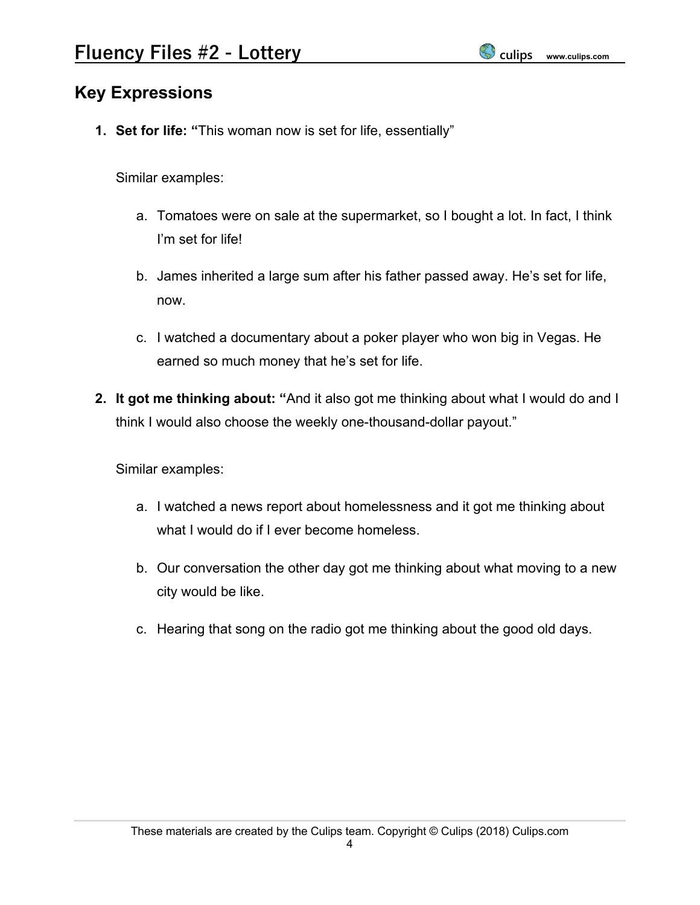## Key Expressions

1. **Set for life: "**This woman now is set for life, essentially"

   Similar examples:

   a. Tomatoes were on sale at the supermarket, so I bought a lot. In fact, I think I'm set for life!

   b. James inherited a large sum after his father passed away. He's set for life, now.

   c. I watched a documentary about a poker player who won big in Vegas. He earned so much money that he's set for life.

2. **It got me thinking about: "**And it also got me thinking about what I would do and I think I would also choose the weekly one-thousand-dollar payout."

   Similar examples:

   a. I watched a news report about homelessness and it got me thinking about what I would do if I ever become homeless.

   b. Our conversation the other day got me thinking about what moving to a new city would be like.

   c. Hearing that song on the radio got me thinking about the good old days.